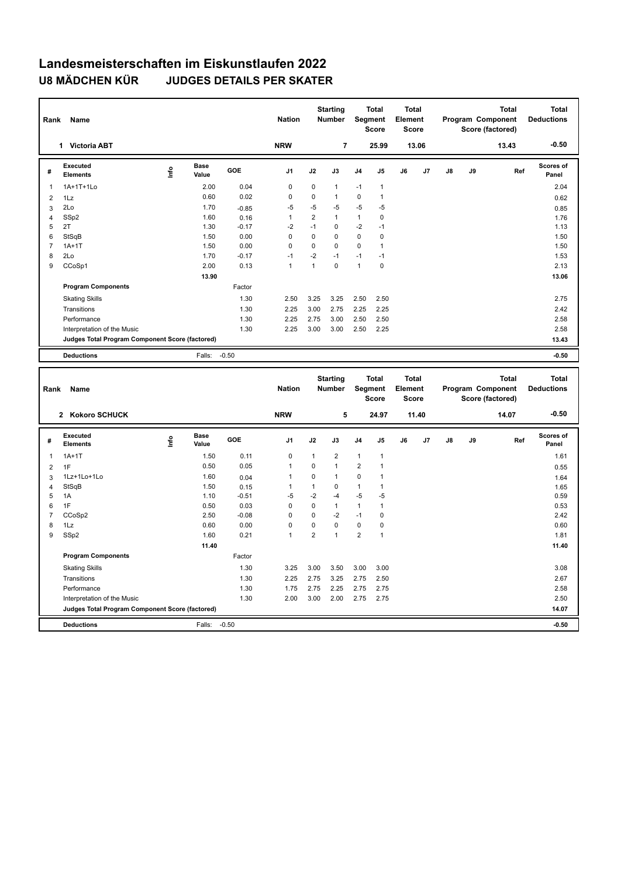# Landesmeisterschaften im Eiskunstlaufen 2022

## U8 MÄDCHEN KÜR JUDGES DETAILS PER SKATER

| Rank | Name | Nation | Starting Number | Total Segment Score | Total Element Score | Total Program Component Score (factored) | Total Deductions |
|---|---|---|---|---|---|---|---|
| 1 | Victoria ABT | NRW | 7 | 25.99 | 13.06 | 13.43 | -0.50 |

| # | Executed Elements | Info | Base Value | GOE | J1 | J2 | J3 | J4 | J5 | J6 | J7 | J8 | J9 | Ref | Scores of Panel |
|---|---|---|---|---|---|---|---|---|---|---|---|---|---|---|---|
| 1 | 1A+1T+1Lo | | 2.00 | 0.04 | 0 | 0 | 1 | -1 | 1 | | | | | | 2.04 |
| 2 | 1Lz | | 0.60 | 0.02 | 0 | 0 | 1 | 0 | 1 | | | | | | 0.62 |
| 3 | 2Lo | | 1.70 | -0.85 | -5 | -5 | -5 | -5 | -5 | | | | | | 0.85 |
| 4 | SSp2 | | 1.60 | 0.16 | 1 | 2 | 1 | 1 | 0 | | | | | | 1.76 |
| 5 | 2T | | 1.30 | -0.17 | -2 | -1 | 0 | -2 | -1 | | | | | | 1.13 |
| 6 | StSqB | | 1.50 | 0.00 | 0 | 0 | 0 | 0 | 0 | | | | | | 1.50 |
| 7 | 1A+1T | | 1.50 | 0.00 | 0 | 0 | 0 | 0 | 1 | | | | | | 1.50 |
| 8 | 2Lo | | 1.70 | -0.17 | -1 | -2 | -1 | -1 | -1 | | | | | | 1.53 |
| 9 | CCoSp1 | | 2.00 | 0.13 | 1 | 1 | 0 | 1 | 0 | | | | | | 2.13 |
| | | | 13.90 | | | | | | | | | | | | 13.06 |
| | **Program Components** | | | Factor | | | | | | | | | | | |
| | Skating Skills | | | 1.30 | 2.50 | 3.25 | 3.25 | 2.50 | 2.50 | | | | | | 2.75 |
| | Transitions | | | 1.30 | 2.25 | 3.00 | 2.75 | 2.25 | 2.25 | | | | | | 2.42 |
| | Performance | | | 1.30 | 2.25 | 2.75 | 3.00 | 2.50 | 2.50 | | | | | | 2.58 |
| | Interpretation of the Music | | | 1.30 | 2.25 | 3.00 | 3.00 | 2.50 | 2.25 | | | | | | 2.58 |
| | **Judges Total Program Component Score (factored)** | | | | | | | | | | | | | | 13.43 |
| | **Deductions** | | Falls: | -0.50 | | | | | | | | | | | -0.50 |

| Rank | Name | Nation | Starting Number | Total Segment Score | Total Element Score | Total Program Component Score (factored) | Total Deductions |
|---|---|---|---|---|---|---|---|
| 2 | Kokoro SCHUCK | NRW | 5 | 24.97 | 11.40 | 14.07 | -0.50 |

| # | Executed Elements | Info | Base Value | GOE | J1 | J2 | J3 | J4 | J5 | J6 | J7 | J8 | J9 | Ref | Scores of Panel |
|---|---|---|---|---|---|---|---|---|---|---|---|---|---|---|---|
| 1 | 1A+1T | | 1.50 | 0.11 | 0 | 1 | 2 | 1 | 1 | | | | | | 1.61 |
| 2 | 1F | | 0.50 | 0.05 | 1 | 0 | 1 | 2 | 1 | | | | | | 0.55 |
| 3 | 1Lz+1Lo+1Lo | | 1.60 | 0.04 | 1 | 0 | 1 | 0 | 1 | | | | | | 1.64 |
| 4 | StSqB | | 1.50 | 0.15 | 1 | 1 | 0 | 1 | 1 | | | | | | 1.65 |
| 5 | 1A | | 1.10 | -0.51 | -5 | -2 | -4 | -5 | -5 | | | | | | 0.59 |
| 6 | 1F | | 0.50 | 0.03 | 0 | 0 | 1 | 1 | 1 | | | | | | 0.53 |
| 7 | CCoSp2 | | 2.50 | -0.08 | 0 | 0 | -2 | -1 | 0 | | | | | | 2.42 |
| 8 | 1Lz | | 0.60 | 0.00 | 0 | 0 | 0 | 0 | 0 | | | | | | 0.60 |
| 9 | SSp2 | | 1.60 | 0.21 | 1 | 2 | 1 | 2 | 1 | | | | | | 1.81 |
| | | | 11.40 | | | | | | | | | | | | 11.40 |
| | **Program Components** | | | Factor | | | | | | | | | | | |
| | Skating Skills | | | 1.30 | 3.25 | 3.00 | 3.50 | 3.00 | 3.00 | | | | | | 3.08 |
| | Transitions | | | 1.30 | 2.25 | 2.75 | 3.25 | 2.75 | 2.50 | | | | | | 2.67 |
| | Performance | | | 1.30 | 1.75 | 2.75 | 2.25 | 2.75 | 2.75 | | | | | | 2.58 |
| | Interpretation of the Music | | | 1.30 | 2.00 | 3.00 | 2.00 | 2.75 | 2.75 | | | | | | 2.50 |
| | **Judges Total Program Component Score (factored)** | | | | | | | | | | | | | | 14.07 |
| | **Deductions** | | Falls: | -0.50 | | | | | | | | | | | -0.50 |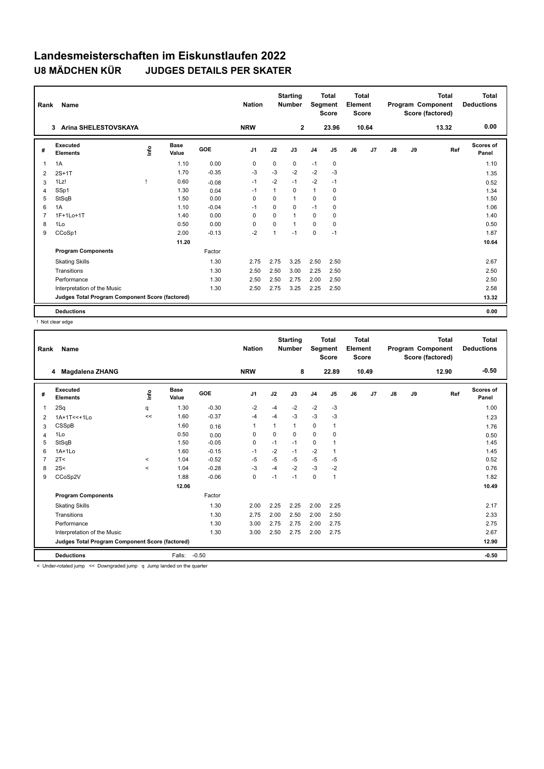# Landesmeisterschaften im Eiskunstlaufen 2022

## U8 MÄDCHEN KÜR JUDGES DETAILS PER SKATER

| Rank | Name | Nation | Starting Number | Total Segment Score | Total Element Score | Total Program Component Score (factored) | Total Deductions |
|---|---|---|---|---|---|---|---|
| 3 | Arina SHELESTOVSKAYA | NRW | 2 | 23.96 | 10.64 | 13.32 | 0.00 |

| # | Executed Elements | Info | Base Value | GOE | J1 | J2 | J3 | J4 | J5 | J6 | J7 | J8 | J9 | Ref | Scores of Panel |
|---|---|---|---|---|---|---|---|---|---|---|---|---|---|---|---|
| 1 | 1A | | 1.10 | 0.00 | 0 | 0 | 0 | -1 | 0 | | | | | | 1.10 |
| 2 | 2S+1T | | 1.70 | -0.35 | -3 | -3 | -2 | -2 | -3 | | | | | | 1.35 |
| 3 | 1Lz! | ! | 0.60 | -0.08 | -1 | -2 | -1 | -2 | -1 | | | | | | 0.52 |
| 4 | SSp1 | | 1.30 | 0.04 | -1 | 1 | 0 | 1 | 0 | | | | | | 1.34 |
| 5 | StSqB | | 1.50 | 0.00 | 0 | 0 | 1 | 0 | 0 | | | | | | 1.50 |
| 6 | 1A | | 1.10 | -0.04 | -1 | 0 | 0 | -1 | 0 | | | | | | 1.06 |
| 7 | 1F+1Lo+1T | | 1.40 | 0.00 | 0 | 0 | 1 | 0 | 0 | | | | | | 1.40 |
| 8 | 1Lo | | 0.50 | 0.00 | 0 | 0 | 1 | 0 | 0 | | | | | | 0.50 |
| 9 | CCoSp1 | | 2.00 | -0.13 | -2 | 1 | -1 | 0 | -1 | | | | | | 1.87 |
| | | | 11.20 | | | | | | | | | | | | 10.64 |
| | **Program Components** | | | Factor | | | | | | | | | | | |
| | Skating Skills | | | 1.30 | 2.75 | 2.75 | 3.25 | 2.50 | 2.50 | | | | | | 2.67 |
| | Transitions | | | 1.30 | 2.50 | 2.50 | 3.00 | 2.25 | 2.50 | | | | | | 2.50 |
| | Performance | | | 1.30 | 2.50 | 2.50 | 2.75 | 2.00 | 2.50 | | | | | | 2.50 |
| | Interpretation of the Music | | | 1.30 | 2.50 | 2.75 | 3.25 | 2.25 | 2.50 | | | | | | 2.58 |
| | **Judges Total Program Component Score (factored)** | | | | | | | | | | | | | | 13.32 |
| | **Deductions** | | | | | | | | | | | | | | 0.00 |

! Not clear edge

| Rank | Name | Nation | Starting Number | Total Segment Score | Total Element Score | Total Program Component Score (factored) | Total Deductions |
|---|---|---|---|---|---|---|---|
| 4 | Magdalena ZHANG | NRW | 8 | 22.89 | 10.49 | 12.90 | -0.50 |

| # | Executed Elements | Info | Base Value | GOE | J1 | J2 | J3 | J4 | J5 | J6 | J7 | J8 | J9 | Ref | Scores of Panel |
|---|---|---|---|---|---|---|---|---|---|---|---|---|---|---|---|
| 1 | 2Sq | q | 1.30 | -0.30 | -2 | -4 | -2 | -2 | -3 | | | | | | 1.00 |
| 2 | 1A+1T<<+1Lo | << | 1.60 | -0.37 | -4 | -4 | -3 | -3 | -3 | | | | | | 1.23 |
| 3 | CSSpB | | 1.60 | 0.16 | 1 | 1 | 1 | 0 | 1 | | | | | | 1.76 |
| 4 | 1Lo | | 0.50 | 0.00 | 0 | 0 | 0 | 0 | 0 | | | | | | 0.50 |
| 5 | StSqB | | 1.50 | -0.05 | 0 | -1 | -1 | 0 | 1 | | | | | | 1.45 |
| 6 | 1A+1Lo | | 1.60 | -0.15 | -1 | -2 | -1 | -2 | 1 | | | | | | 1.45 |
| 7 | 2T< | < | 1.04 | -0.52 | -5 | -5 | -5 | -5 | -5 | | | | | | 0.52 |
| 8 | 2S< | < | 1.04 | -0.28 | -3 | -4 | -2 | -3 | -2 | | | | | | 0.76 |
| 9 | CCoSp2V | | 1.88 | -0.06 | 0 | -1 | -1 | 0 | 1 | | | | | | 1.82 |
| | | | 12.06 | | | | | | | | | | | | 10.49 |
| | **Program Components** | | | Factor | | | | | | | | | | | |
| | Skating Skills | | | 1.30 | 2.00 | 2.25 | 2.25 | 2.00 | 2.25 | | | | | | 2.17 |
| | Transitions | | | 1.30 | 2.75 | 2.00 | 2.50 | 2.00 | 2.50 | | | | | | 2.33 |
| | Performance | | | 1.30 | 3.00 | 2.75 | 2.75 | 2.00 | 2.75 | | | | | | 2.75 |
| | Interpretation of the Music | | | 1.30 | 3.00 | 2.50 | 2.75 | 2.00 | 2.75 | | | | | | 2.67 |
| | **Judges Total Program Component Score (factored)** | | | | | | | | | | | | | | 12.90 |
| | **Deductions** | | Falls: | -0.50 | | | | | | | | | | | -0.50 |

< Under-rotated jump << Downgraded jump q Jump landed on the quarter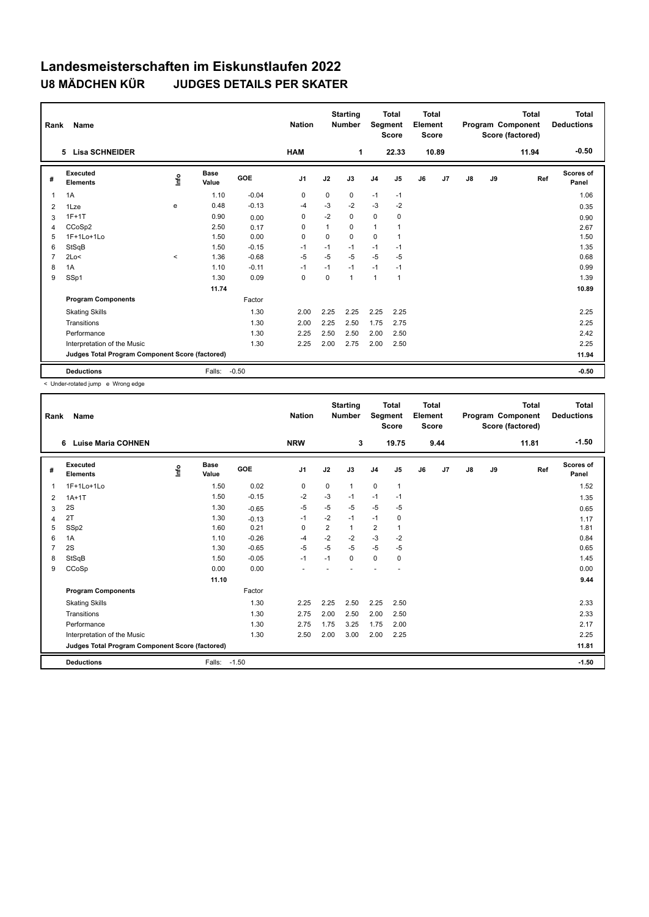# Landesmeisterschaften im Eiskunstlaufen 2022

## U8 MÄDCHEN KÜR JUDGES DETAILS PER SKATER

| Rank | Name | Nation | Starting Number | Total Segment Score | Total Element Score | Total Program Component Score (factored) | Total Deductions |
|---|---|---|---|---|---|---|---|
| 5 | Lisa SCHNEIDER | HAM | 1 | 22.33 | 10.89 | 11.94 | -0.50 |

| # | Executed Elements | Info | Base Value | GOE | J1 | J2 | J3 | J4 | J5 | J6 | J7 | J8 | J9 | Ref | Scores of Panel |
|---|---|---|---|---|---|---|---|---|---|---|---|---|---|---|---|
| 1 | 1A | | 1.10 | -0.04 | 0 | 0 | 0 | -1 | -1 | | | | | | 1.06 |
| 2 | 1Lze | e | 0.48 | -0.13 | -4 | -3 | -2 | -3 | -2 | | | | | | 0.35 |
| 3 | 1F+1T | | 0.90 | 0.00 | 0 | -2 | 0 | 0 | 0 | | | | | | 0.90 |
| 4 | CCoSp2 | | 2.50 | 0.17 | 0 | 1 | 0 | 1 | 1 | | | | | | 2.67 |
| 5 | 1F+1Lo+1Lo | | 1.50 | 0.00 | 0 | 0 | 0 | 0 | 1 | | | | | | 1.50 |
| 6 | StSqB | | 1.50 | -0.15 | -1 | -1 | -1 | -1 | -1 | | | | | | 1.35 |
| 7 | 2Lo< | < | 1.36 | -0.68 | -5 | -5 | -5 | -5 | -5 | | | | | | 0.68 |
| 8 | 1A | | 1.10 | -0.11 | -1 | -1 | -1 | -1 | -1 | | | | | | 0.99 |
| 9 | SSp1 | | 1.30 | 0.09 | 0 | 0 | 1 | 1 | 1 | | | | | | 1.39 |
| | | | 11.74 | | | | | | | | | | | | 10.89 |
| | **Program Components** | | | Factor | | | | | | | | | | | |
| | Skating Skills | | | 1.30 | 2.00 | 2.25 | 2.25 | 2.25 | 2.25 | | | | | | 2.25 |
| | Transitions | | | 1.30 | 2.00 | 2.25 | 2.50 | 1.75 | 2.75 | | | | | | 2.25 |
| | Performance | | | 1.30 | 2.25 | 2.50 | 2.50 | 2.00 | 2.50 | | | | | | 2.42 |
| | Interpretation of the Music | | | 1.30 | 2.25 | 2.00 | 2.75 | 2.00 | 2.50 | | | | | | 2.25 |
| | **Judges Total Program Component Score (factored)** | | | | | | | | | | | | | | 11.94 |
| | **Deductions** | | Falls: | -0.50 | | | | | | | | | | | -0.50 |

< Under-rotated jump e Wrong edge

| Rank | Name | Nation | Starting Number | Total Segment Score | Total Element Score | Total Program Component Score (factored) | Total Deductions |
|---|---|---|---|---|---|---|---|
| 6 | Luise Maria COHNEN | NRW | 3 | 19.75 | 9.44 | 11.81 | -1.50 |

| # | Executed Elements | Info | Base Value | GOE | J1 | J2 | J3 | J4 | J5 | J6 | J7 | J8 | J9 | Ref | Scores of Panel |
|---|---|---|---|---|---|---|---|---|---|---|---|---|---|---|---|
| 1 | 1F+1Lo+1Lo | | 1.50 | 0.02 | 0 | 0 | 1 | 0 | 1 | | | | | | 1.52 |
| 2 | 1A+1T | | 1.50 | -0.15 | -2 | -3 | -1 | -1 | -1 | | | | | | 1.35 |
| 3 | 2S | | 1.30 | -0.65 | -5 | -5 | -5 | -5 | -5 | | | | | | 0.65 |
| 4 | 2T | | 1.30 | -0.13 | -1 | -2 | -1 | -1 | 0 | | | | | | 1.17 |
| 5 | SSp2 | | 1.60 | 0.21 | 0 | 2 | 1 | 2 | 1 | | | | | | 1.81 |
| 6 | 1A | | 1.10 | -0.26 | -4 | -2 | -2 | -3 | -2 | | | | | | 0.84 |
| 7 | 2S | | 1.30 | -0.65 | -5 | -5 | -5 | -5 | -5 | | | | | | 0.65 |
| 8 | StSqB | | 1.50 | -0.05 | -1 | -1 | 0 | 0 | 0 | | | | | | 1.45 |
| 9 | CCoSp | | 0.00 | 0.00 | - | - | - | - | - | | | | | | 0.00 |
| | | | 11.10 | | | | | | | | | | | | 9.44 |
| | **Program Components** | | | Factor | | | | | | | | | | | |
| | Skating Skills | | | 1.30 | 2.25 | 2.25 | 2.50 | 2.25 | 2.50 | | | | | | 2.33 |
| | Transitions | | | 1.30 | 2.75 | 2.00 | 2.50 | 2.00 | 2.50 | | | | | | 2.33 |
| | Performance | | | 1.30 | 2.75 | 1.75 | 3.25 | 1.75 | 2.00 | | | | | | 2.17 |
| | Interpretation of the Music | | | 1.30 | 2.50 | 2.00 | 3.00 | 2.00 | 2.25 | | | | | | 2.25 |
| | **Judges Total Program Component Score (factored)** | | | | | | | | | | | | | | 11.81 |
| | **Deductions** | | Falls: | -1.50 | | | | | | | | | | | -1.50 |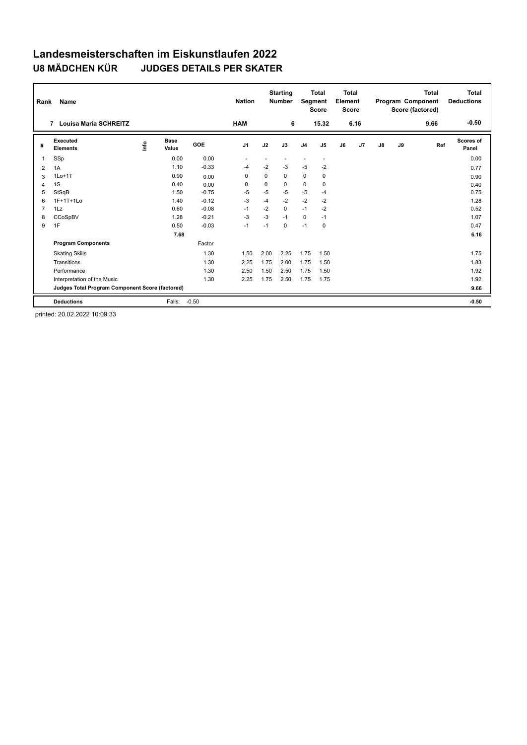# Landesmeisterschaften im Eiskunstlaufen 2022

## U8 MÄDCHEN KÜR JUDGES DETAILS PER SKATER

| Rank | Name | Nation | Starting Number | Total Segment Score | Total Element Score | Total Program Component Score (factored) | Total Deductions |
|---|---|---|---|---|---|---|---|
| 7 | Louisa Maria SCHREITZ | HAM | 6 | 15.32 | 6.16 | 9.66 | -0.50 |

| # | Executed Elements | Info | Base Value | GOE | J1 | J2 | J3 | J4 | J5 | J6 | J7 | J8 | J9 | Ref | Scores of Panel |
|---|---|---|---|---|---|---|---|---|---|---|---|---|---|---|---|
| 1 | SSp | | 0.00 | 0.00 | - | - | - | - | - | | | | | | 0.00 |
| 2 | 1A | | 1.10 | -0.33 | -4 | -2 | -3 | -5 | -2 | | | | | | 0.77 |
| 3 | 1Lo+1T | | 0.90 | 0.00 | 0 | 0 | 0 | 0 | 0 | | | | | | 0.90 |
| 4 | 1S | | 0.40 | 0.00 | 0 | 0 | 0 | 0 | 0 | | | | | | 0.40 |
| 5 | StSqB | | 1.50 | -0.75 | -5 | -5 | -5 | -5 | -4 | | | | | | 0.75 |
| 6 | 1F+1T+1Lo | | 1.40 | -0.12 | -3 | -4 | -2 | -2 | -2 | | | | | | 1.28 |
| 7 | 1Lz | | 0.60 | -0.08 | -1 | -2 | 0 | -1 | -2 | | | | | | 0.52 |
| 8 | CCoSpBV | | 1.28 | -0.21 | -3 | -3 | -1 | 0 | -1 | | | | | | 1.07 |
| 9 | 1F | | 0.50 | -0.03 | -1 | -1 | 0 | -1 | 0 | | | | | | 0.47 |
| | | | 7.68 | | | | | | | | | | | | 6.16 |
| | **Program Components** | | | Factor | | | | | | | | | | | |
| | Skating Skills | | | 1.30 | 1.50 | 2.00 | 2.25 | 1.75 | 1.50 | | | | | | 1.75 |
| | Transitions | | | 1.30 | 2.25 | 1.75 | 2.00 | 1.75 | 1.50 | | | | | | 1.83 |
| | Performance | | | 1.30 | 2.50 | 1.50 | 2.50 | 1.75 | 1.50 | | | | | | 1.92 |
| | Interpretation of the Music | | | 1.30 | 2.25 | 1.75 | 2.50 | 1.75 | 1.75 | | | | | | 1.92 |
| | **Judges Total Program Component Score (factored)** | | | | | | | | | | | | | | 9.66 |
| | **Deductions** | | Falls: | -0.50 | | | | | | | | | | | -0.50 |

printed: 20.02.2022 10:09:33